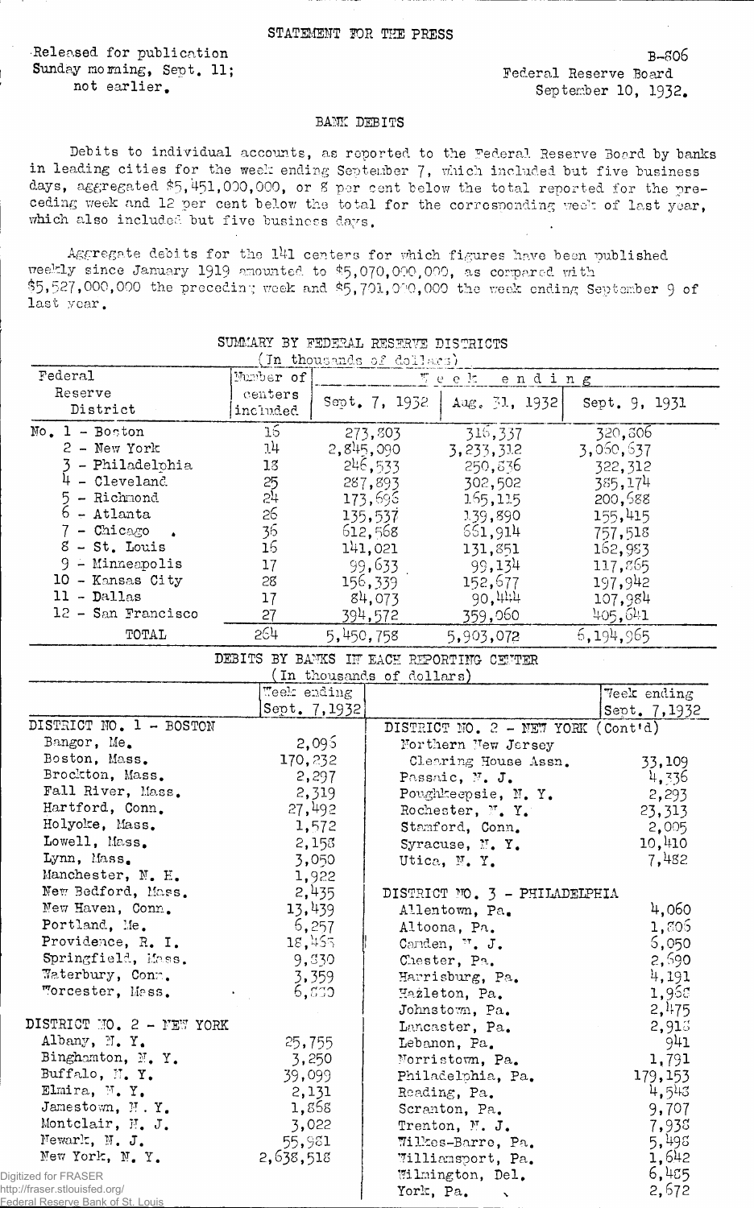STATEMENT FOR THE PRESS

Released for publication
Sunday morning, Sept. 11;
not earlier.

B-806
Federal Reserve Board
September 10, 1932.

## BANK DEBITS

Debits to individual accounts, as reported to the Federal Reserve Board by banks in leading cities for the week ending September 7, which included but five business days, aggregated $5,451,000,000, or 8 per cent below the total reported for the preceding week and 12 per cent below the total for the corresponding week of last year, which also included but five business days.

Aggregate debits for the 141 centers for which figures have been published weekly since January 1919 amounted to $5,070,000,000, as compared with $5,527,000,000 the preceding week and $5,701,000,000 the week ending September 9 of last year.

SUMMARY BY FEDERAL RESERVE DISTRICTS
(In thousands of dollars)

| Federal Reserve District | Number of centers included | Week ending Sept. 7, 1932 | Week ending Aug. 31, 1932 | Week ending Sept. 9, 1931 |
|---|---|---|---|---|
| No. 1 - Boston | 16 | 273,803 | 316,337 | 320,806 |
| 2 - New York | 14 | 2,845,090 | 3,233,312 | 3,060,637 |
| 3 - Philadelphia | 18 | 246,533 | 250,836 | 322,312 |
| 4 - Cleveland | 25 | 287,893 | 302,502 | 385,174 |
| 5 - Richmond | 24 | 173,696 | 165,115 | 200,688 |
| 6 - Atlanta | 26 | 135,537 | 139,890 | 155,415 |
| 7 - Chicago | 36 | 612,568 | 661,914 | 757,518 |
| 8 - St. Louis | 16 | 141,021 | 131,851 | 162,983 |
| 9 - Minneapolis | 17 | 99,633 | 99,134 | 117,865 |
| 10 - Kansas City | 28 | 156,339 | 152,677 | 197,942 |
| 11 - Dallas | 17 | 84,073 | 90,444 | 107,984 |
| 12 - San Francisco | 27 | 394,572 | 359,060 | 405,641 |
| TOTAL | 264 | 5,450,758 | 5,903,072 | 6,194,965 |

DEBITS BY BANKS IN EACH REPORTING CENTER
(In thousands of dollars)

| | Week ending Sept. 7, 1932 |
|---|---|
| **DISTRICT NO. 1 - BOSTON** | |
| Bangor, Me. | 2,096 |
| Boston, Mass. | 170,232 |
| Brockton, Mass. | 2,297 |
| Fall River, Mass. | 2,319 |
| Hartford, Conn. | 27,492 |
| Holyoke, Mass. | 1,572 |
| Lowell, Mass. | 2,158 |
| Lynn, Mass. | 3,050 |
| Manchester, N. H. | 1,922 |
| New Bedford, Mass. | 2,435 |
| New Haven, Conn. | 13,439 |
| Portland, Me. | 6,257 |
| Providence, R. I. | 18,455 |
| Springfield, Mass. | 9,330 |
| Waterbury, Conn. | 3,359 |
| Worcester, Mass. | 6,830 |
| **DISTRICT NO. 2 - NEW YORK** | |
| Albany, N. Y. | 25,755 |
| Binghamton, N. Y. | 3,250 |
| Buffalo, N. Y. | 39,099 |
| Elmira, N. Y. | 2,131 |
| Jamestown, N. Y. | 1,868 |
| Montclair, N. J. | 3,022 |
| Newark, N. J. | 55,981 |
| New York, N. Y. | 2,638,518 |
| **DISTRICT NO. 2 - NEW YORK (Cont'd)** | |
| Northern New Jersey Clearing House Assn. | 33,109 |
| Passaic, N. J. | 4,336 |
| Poughkeepsie, N. Y. | 2,293 |
| Rochester, N. Y. | 23,313 |
| Stamford, Conn. | 2,005 |
| Syracuse, N. Y. | 10,410 |
| Utica, N. Y. | 7,482 |
| **DISTRICT NO. 3 - PHILADELPHIA** | |
| Allentown, Pa. | 4,060 |
| Altoona, Pa. | 1,806 |
| Camden, N. J. | 6,050 |
| Chester, Pa. | 2,690 |
| Harrisburg, Pa. | 4,191 |
| Hazleton, Pa. | 1,968 |
| Johnstown, Pa. | 2,475 |
| Lancaster, Pa. | 2,918 |
| Lebanon, Pa. | 941 |
| Norristown, Pa. | 1,791 |
| Philadelphia, Pa. | 179,153 |
| Reading, Pa. | 4,543 |
| Scranton, Pa. | 9,707 |
| Trenton, N. J. | 7,938 |
| Wilkes-Barre, Pa. | 5,498 |
| Williamsport, Pa. | 1,642 |
| Wilmington, Del. | 6,485 |
| York, Pa. | 2,672 |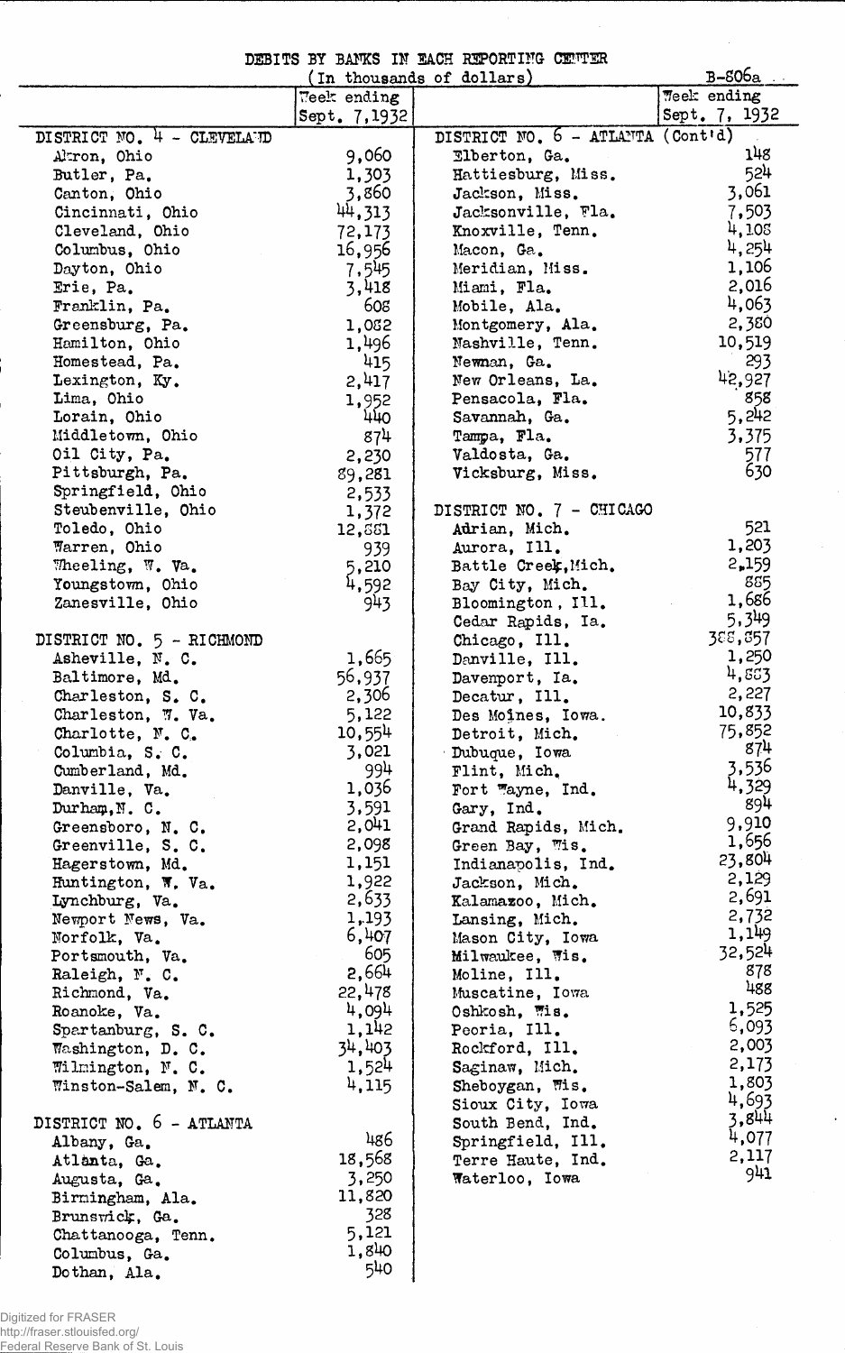DEBITS BY BANKS IN EACH REPORTING CENTER

(In thousands of dollars)

B-806a

| | Week ending Sept. 7,1932 | | Week ending Sept. 7, 1932 |
|---|---|---|---|
| DISTRICT NO. 4 - CLEVELAND | | DISTRICT NO. 6 - ATLANTA (Cont'd) | |
| Akron, Ohio | 9,060 | Elberton, Ga. | 148 |
| Butler, Pa. | 1,303 | Hattiesburg, Miss. | 524 |
| Canton, Ohio | 3,860 | Jackson, Miss. | 3,061 |
| Cincinnati, Ohio | 44,313 | Jacksonville, Fla. | 7,503 |
| Cleveland, Ohio | 72,173 | Knoxville, Tenn. | 4,108 |
| Columbus, Ohio | 16,956 | Macon, Ga. | 4,254 |
| Dayton, Ohio | 7,545 | Meridian, Miss. | 1,106 |
| Erie, Pa. | 3,418 | Miami, Fla. | 2,016 |
| Franklin, Pa. | 608 | Mobile, Ala. | 4,063 |
| Greensburg, Pa. | 1,082 | Montgomery, Ala. | 2,380 |
| Hamilton, Ohio | 1,496 | Nashville, Tenn. | 10,519 |
| Homestead, Pa. | 415 | Newnan, Ga. | 293 |
| Lexington, Ky. | 2,417 | New Orleans, La. | 42,927 |
| Lima, Ohio | 1,952 | Pensacola, Fla. | 858 |
| Lorain, Ohio | 440 | Savannah, Ga. | 5,242 |
| Middletown, Ohio | 874 | Tampa, Fla. | 3,375 |
| Oil City, Pa. | 2,230 | Valdosta, Ga. | 577 |
| Pittsburgh, Pa. | 89,281 | Vicksburg, Miss. | 630 |
| Springfield, Ohio | 2,533 | | |
| Steubenville, Ohio | 1,372 | DISTRICT NO. 7 - CHICAGO | |
| Toledo, Ohio | 12,881 | Adrian, Mich. | 521 |
| Warren, Ohio | 939 | Aurora, Ill. | 1,203 |
| Wheeling, W. Va. | 5,210 | Battle Creek, Mich. | 2,159 |
| Youngstown, Ohio | 4,592 | Bay City, Mich. | 885 |
| Zanesville, Ohio | 943 | Bloomington, Ill. | 1,686 |
| | | Cedar Rapids, Ia. | 5,349 |
| DISTRICT NO. 5 - RICHMOND | | Chicago, Ill. | 388,857 |
| Asheville, N. C. | 1,665 | Danville, Ill. | 1,250 |
| Baltimore, Md. | 56,937 | Davenport, Ia. | 4,883 |
| Charleston, S. C. | 2,306 | Decatur, Ill. | 2,227 |
| Charleston, W. Va. | 5,122 | Des Moines, Iowa. | 10,833 |
| Charlotte, N. C. | 10,554 | Detroit, Mich. | 75,852 |
| Columbia, S. C. | 3,021 | Dubuque, Iowa | 874 |
| Cumberland, Md. | 994 | Flint, Mich. | 3,536 |
| Danville, Va. | 1,036 | Fort Wayne, Ind. | 4,329 |
| Durham, N. C. | 3,591 | Gary, Ind. | 894 |
| Greensboro, N. C. | 2,041 | Grand Rapids, Mich. | 9,910 |
| Greenville, S. C. | 2,098 | Green Bay, Wis. | 1,656 |
| Hagerstown, Md. | 1,151 | Indianapolis, Ind. | 23,804 |
| Huntington, W. Va. | 1,922 | Jackson, Mich. | 2,129 |
| Lynchburg, Va. | 2,633 | Kalamazoo, Mich. | 2,691 |
| Newport News, Va. | 1,193 | Lansing, Mich. | 2,732 |
| Norfolk, Va. | 6,407 | Mason City, Iowa | 1,149 |
| Portsmouth, Va. | 605 | Milwaukee, Wis. | 32,524 |
| Raleigh, N. C. | 2,664 | Moline, Ill. | 878 |
| Richmond, Va. | 22,478 | Muscatine, Iowa | 488 |
| Roanoke, Va. | 4,094 | Oshkosh, Wis. | 1,525 |
| Spartanburg, S. C. | 1,142 | Peoria, Ill. | 6,093 |
| Washington, D. C. | 34,403 | Rockford, Ill. | 2,003 |
| Wilmington, N. C. | 1,524 | Saginaw, Mich. | 2,173 |
| Winston-Salem, N. C. | 4,115 | Sheboygan, Wis. | 1,803 |
| | | Sioux City, Iowa | 4,693 |
| DISTRICT NO. 6 - ATLANTA | | South Bend, Ind. | 3,844 |
| Albany, Ga. | 486 | Springfield, Ill. | 4,077 |
| Atlanta, Ga. | 18,568 | Terre Haute, Ind. | 2,117 |
| Augusta, Ga. | 3,250 | Waterloo, Iowa | 941 |
| Birmingham, Ala. | 11,820 | | |
| Brunswick, Ga. | 328 | | |
| Chattanooga, Tenn. | 5,121 | | |
| Columbus, Ga. | 1,840 | | |
| Dothan, Ala. | 540 | | |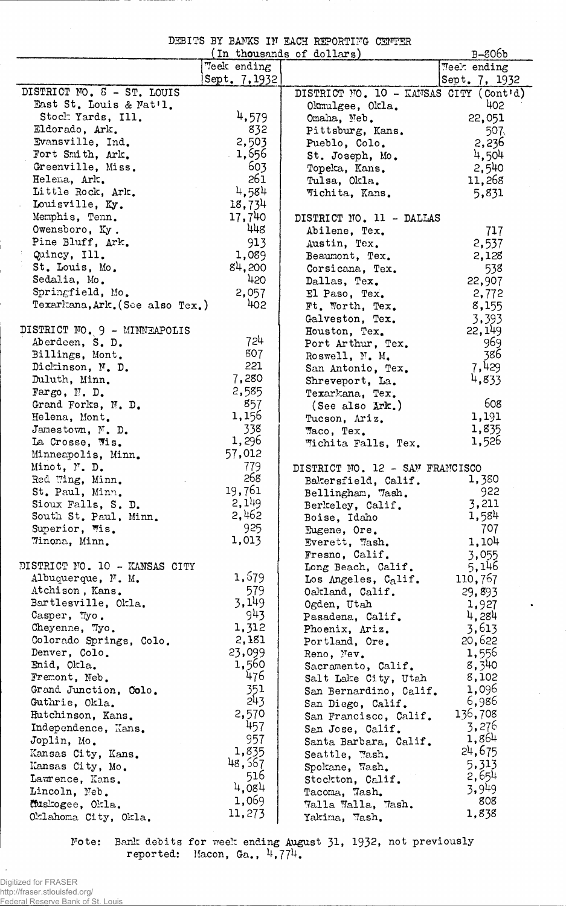# DEBITS BY BANKS IN EACH REPORTING CENTER

(In thousands of dollars)

B-806b

| | Week ending Sept. 7, 1932 |
|---|---|
| **DISTRICT NO. 8 - ST. LOUIS** | |
| East St. Louis & Nat'l. Stock Yards, Ill. | 4,579 |
| Eldorado, Ark. | 832 |
| Evansville, Ind. | 2,503 |
| Fort Smith, Ark. | 1,656 |
| Greenville, Miss. | 603 |
| Helena, Ark. | 261 |
| Little Rock, Ark. | 4,584 |
| Louisville, Ky. | 18,734 |
| Memphis, Tenn. | 17,740 |
| Owensboro, Ky. | 448 |
| Pine Bluff, Ark. | 913 |
| Quincy, Ill. | 1,089 |
| St. Louis, Mo. | 84,200 |
| Sedalia, Mo. | 420 |
| Springfield, Mo. | 2,057 |
| Texarkana, Ark. (See also Tex.) | 402 |
| **DISTRICT NO. 9 - MINNEAPOLIS** | |
| Aberdeen, S. D. | 724 |
| Billings, Mont. | 807 |
| Dickinson, N. D. | 221 |
| Duluth, Minn. | 7,280 |
| Fargo, N. D. | 2,585 |
| Grand Forks, N. D. | 857 |
| Helena, Mont. | 1,156 |
| Jamestown, N. D. | 338 |
| La Crosse, Wis. | 1,296 |
| Minneapolis, Minn. | 57,012 |
| Minot, N. D. | 779 |
| Red Wing, Minn. | 268 |
| St. Paul, Minn. | 19,761 |
| Sioux Falls, S. D. | 2,149 |
| South St. Paul, Minn. | 2,462 |
| Superior, Wis. | 925 |
| Winona, Minn. | 1,013 |
| **DISTRICT NO. 10 - KANSAS CITY** | |
| Albuquerque, N. M. | 1,679 |
| Atchison, Kans. | 579 |
| Bartlesville, Okla. | 3,149 |
| Casper, Wyo. | 943 |
| Cheyenne, Wyo. | 1,312 |
| Colorado Springs, Colo. | 2,181 |
| Denver, Colo. | 23,099 |
| Enid, Okla. | 1,560 |
| Fremont, Neb. | 476 |
| Grand Junction, Colo. | 351 |
| Guthrie, Okla. | 243 |
| Hutchinson, Kans. | 2,570 |
| Independence, Kans. | 457 |
| Joplin, Mo. | 957 |
| Kansas City, Kans. | 1,835 |
| Kansas City, Mo. | 48,367 |
| Lawrence, Kans. | 516 |
| Lincoln, Neb. | 4,084 |
| Muskogee, Okla. | 1,069 |
| Oklahoma City, Okla. | 11,273 |
| **DISTRICT NO. 10 - KANSAS CITY (Cont'd)** | |
| Okmulgee, Okla. | 402 |
| Omaha, Neb. | 22,051 |
| Pittsburg, Kans. | 507 |
| Pueblo, Colo. | 2,236 |
| St. Joseph, Mo. | 4,504 |
| Topeka, Kans. | 2,540 |
| Tulsa, Okla. | 11,268 |
| Wichita, Kans. | 5,831 |
| **DISTRICT NO. 11 - DALLAS** | |
| Abilene, Tex. | 717 |
| Austin, Tex. | 2,537 |
| Beaumont, Tex. | 2,128 |
| Corsicana, Tex. | 538 |
| Dallas, Tex. | 22,907 |
| El Paso, Tex. | 2,772 |
| Ft. Worth, Tex. | 8,155 |
| Galveston, Tex. | 3,393 |
| Houston, Tex. | 22,149 |
| Port Arthur, Tex. | 969 |
| Roswell, N. M. | 386 |
| San Antonio, Tex. | 7,429 |
| Shreveport, La. | 4,833 |
| Texarkana, Tex. (See also Ark.) | 608 |
| Tucson, Ariz. | 1,191 |
| Waco, Tex. | 1,835 |
| Wichita Falls, Tex. | 1,526 |
| **DISTRICT NO. 12 - SAN FRANCISCO** | |
| Bakersfield, Calif. | 1,380 |
| Bellingham, Wash. | 922 |
| Berkeley, Calif. | 3,211 |
| Boise, Idaho | 1,584 |
| Eugene, Ore. | 707 |
| Everett, Wash. | 1,104 |
| Fresno, Calif. | 3,055 |
| Long Beach, Calif. | 5,146 |
| Los Angeles, Calif. | 110,767 |
| Oakland, Calif. | 29,893 |
| Ogden, Utah | 1,927 |
| Pasadena, Calif. | 4,284 |
| Phoenix, Ariz. | 3,613 |
| Portland, Ore. | 20,622 |
| Reno, Nev. | 1,556 |
| Sacramento, Calif. | 8,340 |
| Salt Lake City, Utah | 8,102 |
| San Bernardino, Calif. | 1,096 |
| San Diego, Calif. | 6,986 |
| San Francisco, Calif. | 136,708 |
| San Jose, Calif. | 3,276 |
| Santa Barbara, Calif. | 1,864 |
| Seattle, Wash. | 24,675 |
| Spokane, Wash. | 5,313 |
| Stockton, Calif. | 2,654 |
| Tacoma, Wash. | 3,949 |
| Walla Walla, Wash. | 808 |
| Yakima, Wash. | 1,838 |

Note: Bank debits for week ending August 31, 1932, not previously reported: Macon, Ga., 4,774.